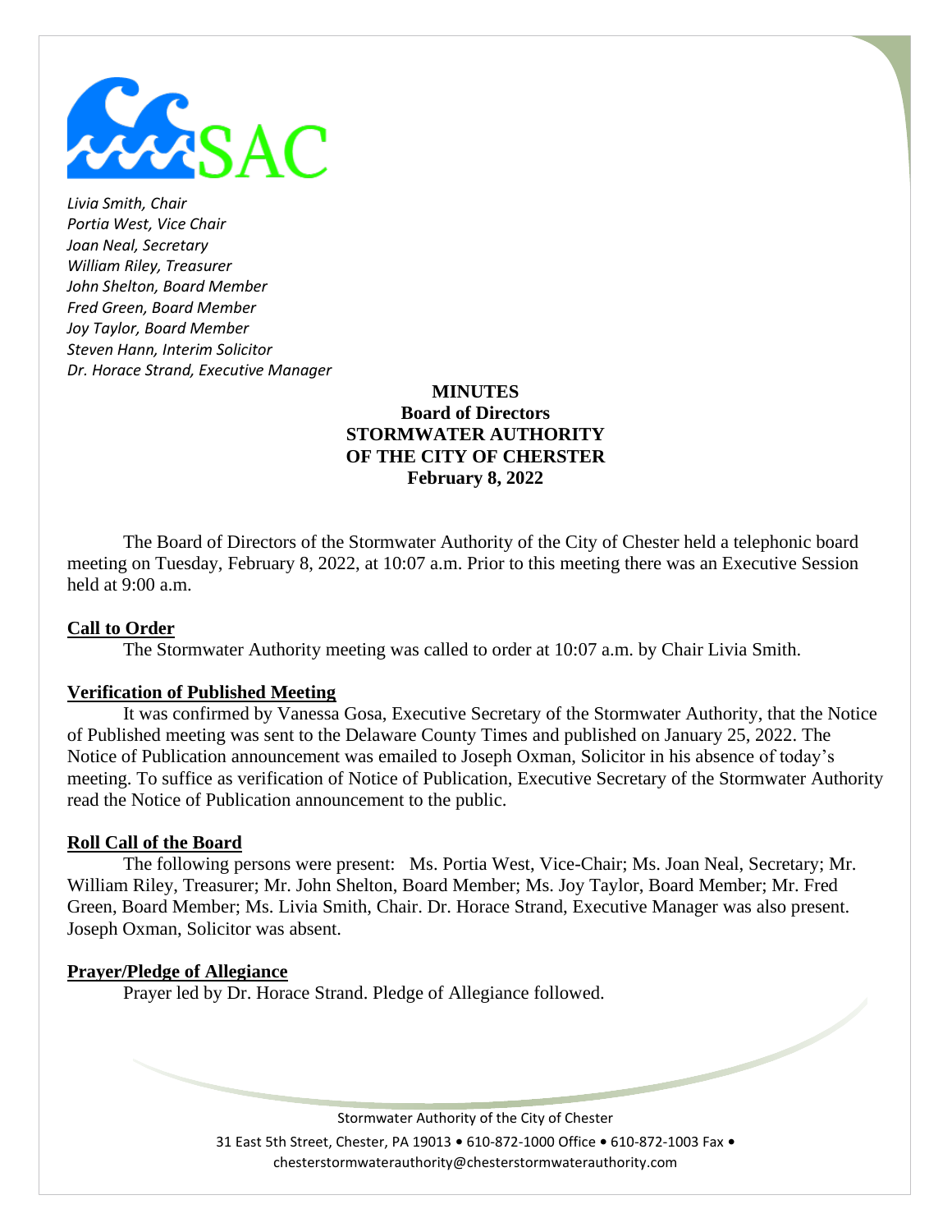SAC

*Livia Smith, Chair*
*Portia West, Vice Chair*
*Joan Neal, Secretary*
*William Riley, Treasurer*
*John Shelton, Board Member*
*Fred Green, Board Member*
*Joy Taylor, Board Member*
*Steven Hann, Interim Solicitor*
*Dr. Horace Strand, Executive Manager*

**MINUTES**
**Board of Directors**
**STORMWATER AUTHORITY**
**OF THE CITY OF CHERSTER**
**February 8, 2022**

The Board of Directors of the Stormwater Authority of the City of Chester held a telephonic board meeting on Tuesday, February 8, 2022, at 10:07 a.m. Prior to this meeting there was an Executive Session held at 9:00 a.m.

## Call to Order

The Stormwater Authority meeting was called to order at 10:07 a.m. by Chair Livia Smith.

## Verification of Published Meeting

It was confirmed by Vanessa Gosa, Executive Secretary of the Stormwater Authority, that the Notice of Published meeting was sent to the Delaware County Times and published on January 25, 2022. The Notice of Publication announcement was emailed to Joseph Oxman, Solicitor in his absence of today's meeting. To suffice as verification of Notice of Publication, Executive Secretary of the Stormwater Authority read the Notice of Publication announcement to the public.

## Roll Call of the Board

The following persons were present: Ms. Portia West, Vice-Chair; Ms. Joan Neal, Secretary; Mr. William Riley, Treasurer; Mr. John Shelton, Board Member; Ms. Joy Taylor, Board Member; Mr. Fred Green, Board Member; Ms. Livia Smith, Chair. Dr. Horace Strand, Executive Manager was also present. Joseph Oxman, Solicitor was absent.

## Prayer/Pledge of Allegiance

Prayer led by Dr. Horace Strand. Pledge of Allegiance followed.

Stormwater Authority of the City of Chester
31 East 5th Street, Chester, PA 19013 • 610-872-1000 Office • 610-872-1003 Fax •
chesterstormwaterauthority@chesterstormwaterauthority.com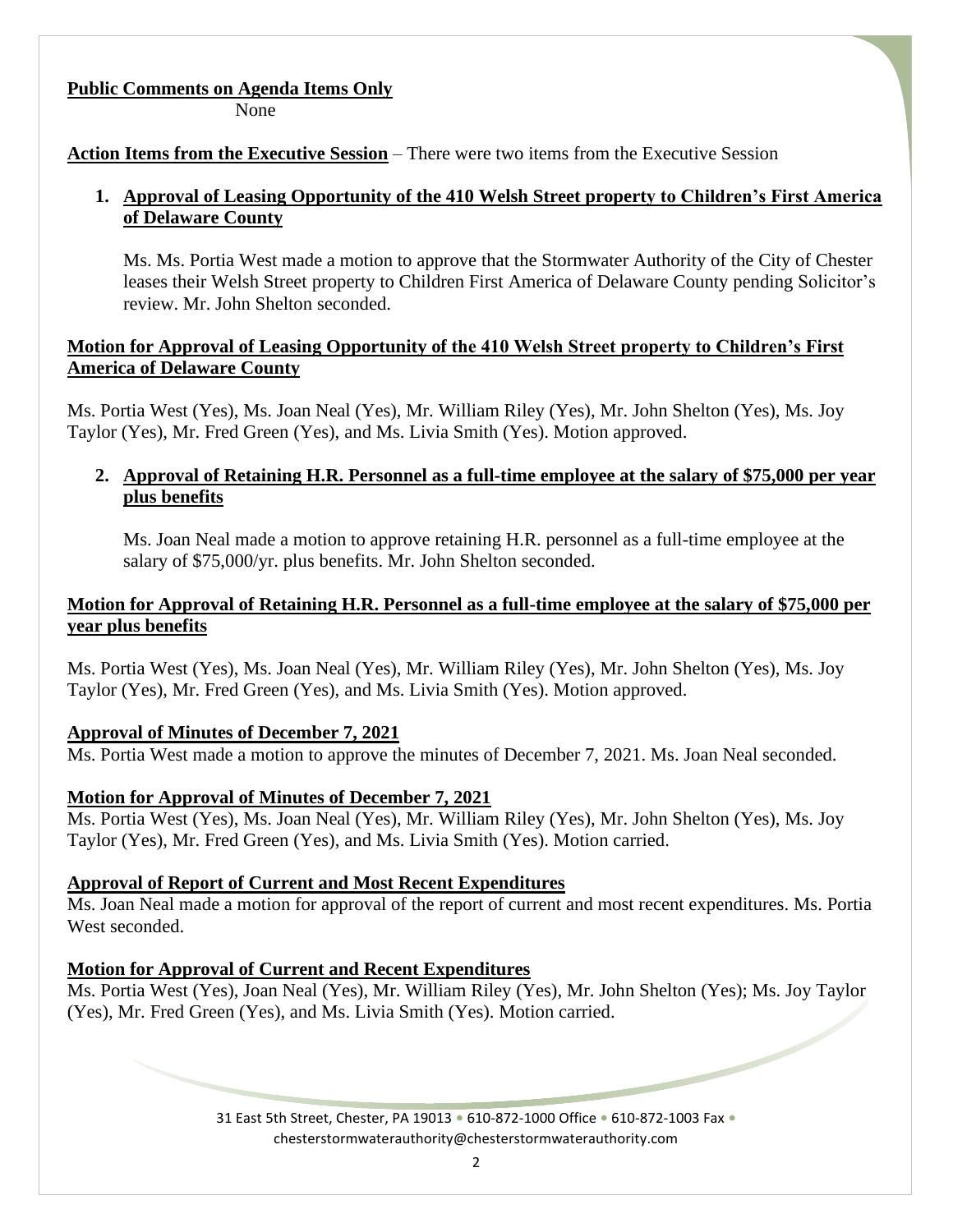**Public Comments on Agenda Items Only**

None

**Action Items from the Executive Session** – There were two items from the Executive Session

1. **Approval of Leasing Opportunity of the 410 Welsh Street property to Children's First America of Delaware County**

   Ms. Ms. Portia West made a motion to approve that the Stormwater Authority of the City of Chester leases their Welsh Street property to Children First America of Delaware County pending Solicitor's review. Mr. John Shelton seconded.

**Motion for Approval of Leasing Opportunity of the 410 Welsh Street property to Children's First America of Delaware County**

Ms. Portia West (Yes), Ms. Joan Neal (Yes), Mr. William Riley (Yes), Mr. John Shelton (Yes), Ms. Joy Taylor (Yes), Mr. Fred Green (Yes), and Ms. Livia Smith (Yes). Motion approved.

2. **Approval of Retaining H.R. Personnel as a full-time employee at the salary of $75,000 per year plus benefits**

   Ms. Joan Neal made a motion to approve retaining H.R. personnel as a full-time employee at the salary of $75,000/yr. plus benefits. Mr. John Shelton seconded.

**Motion for Approval of Retaining H.R. Personnel as a full-time employee at the salary of $75,000 per year plus benefits**

Ms. Portia West (Yes), Ms. Joan Neal (Yes), Mr. William Riley (Yes), Mr. John Shelton (Yes), Ms. Joy Taylor (Yes), Mr. Fred Green (Yes), and Ms. Livia Smith (Yes). Motion approved.

**Approval of Minutes of December 7, 2021**

Ms. Portia West made a motion to approve the minutes of December 7, 2021. Ms. Joan Neal seconded.

**Motion for Approval of Minutes of December 7, 2021**

Ms. Portia West (Yes), Ms. Joan Neal (Yes), Mr. William Riley (Yes), Mr. John Shelton (Yes), Ms. Joy Taylor (Yes), Mr. Fred Green (Yes), and Ms. Livia Smith (Yes). Motion carried.

**Approval of Report of Current and Most Recent Expenditures**

Ms. Joan Neal made a motion for approval of the report of current and most recent expenditures. Ms. Portia West seconded.

**Motion for Approval of Current and Recent Expenditures**

Ms. Portia West (Yes), Joan Neal (Yes), Mr. William Riley (Yes), Mr. John Shelton (Yes); Ms. Joy Taylor (Yes), Mr. Fred Green (Yes), and Ms. Livia Smith (Yes). Motion carried.

31 East 5th Street, Chester, PA 19013 • 610-872-1000 Office • 610-872-1003 Fax • chesterstormwaterauthority@chesterstormwaterauthority.com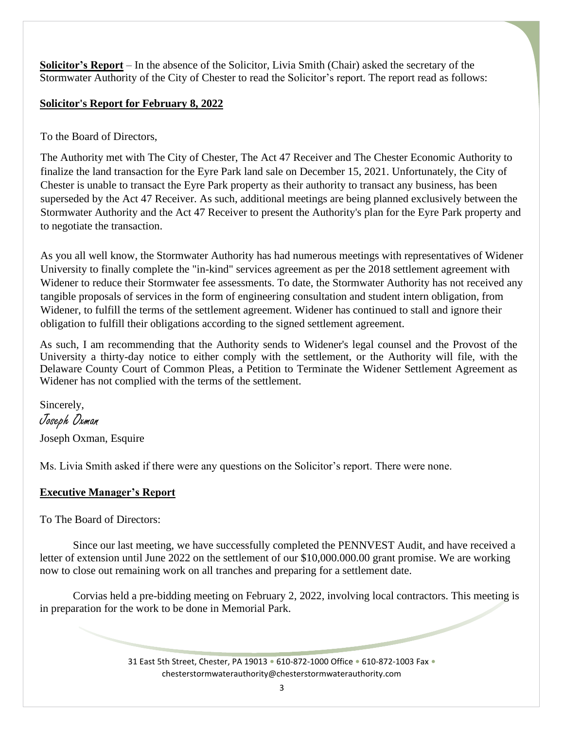**Solicitor's Report** – In the absence of the Solicitor, Livia Smith (Chair) asked the secretary of the Stormwater Authority of the City of Chester to read the Solicitor's report. The report read as follows:

**Solicitor's Report for February 8, 2022**

To the Board of Directors,

The Authority met with The City of Chester, The Act 47 Receiver and The Chester Economic Authority to finalize the land transaction for the Eyre Park land sale on December 15, 2021. Unfortunately, the City of Chester is unable to transact the Eyre Park property as their authority to transact any business, has been superseded by the Act 47 Receiver. As such, additional meetings are being planned exclusively between the Stormwater Authority and the Act 47 Receiver to present the Authority's plan for the Eyre Park property and to negotiate the transaction.

As you all well know, the Stormwater Authority has had numerous meetings with representatives of Widener University to finally complete the "in-kind" services agreement as per the 2018 settlement agreement with Widener to reduce their Stormwater fee assessments. To date, the Stormwater Authority has not received any tangible proposals of services in the form of engineering consultation and student intern obligation, from Widener, to fulfill the terms of the settlement agreement. Widener has continued to stall and ignore their obligation to fulfill their obligations according to the signed settlement agreement.

As such, I am recommending that the Authority sends to Widener's legal counsel and the Provost of the University a thirty-day notice to either comply with the settlement, or the Authority will file, with the Delaware County Court of Common Pleas, a Petition to Terminate the Widener Settlement Agreement as Widener has not complied with the terms of the settlement.

Sincerely,
*Joseph Oxman*
Joseph Oxman, Esquire

Ms. Livia Smith asked if there were any questions on the Solicitor's report. There were none.

**Executive Manager's Report**

To The Board of Directors:

Since our last meeting, we have successfully completed the PENNVEST Audit, and have received a letter of extension until June 2022 on the settlement of our $10,000.000.00 grant promise. We are working now to close out remaining work on all tranches and preparing for a settlement date.

Corvias held a pre-bidding meeting on February 2, 2022, involving local contractors. This meeting is in preparation for the work to be done in Memorial Park.

31 East 5th Street, Chester, PA 19013 • 610-872-1000 Office • 610-872-1003 Fax • chesterstormwaterauthority@chesterstormwaterauthority.com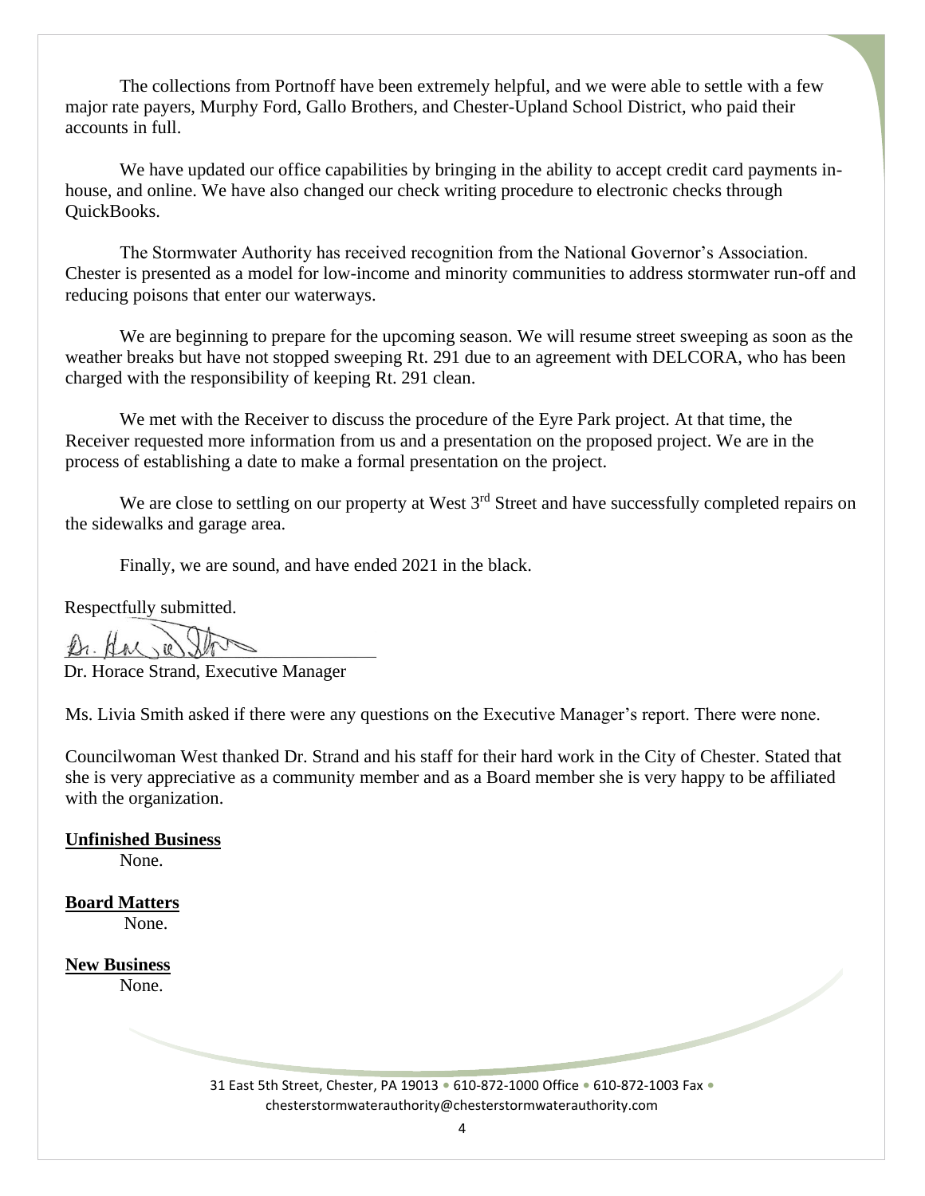The collections from Portnoff have been extremely helpful, and we were able to settle with a few major rate payers, Murphy Ford, Gallo Brothers, and Chester-Upland School District, who paid their accounts in full.

We have updated our office capabilities by bringing in the ability to accept credit card payments in-house, and online. We have also changed our check writing procedure to electronic checks through QuickBooks.

The Stormwater Authority has received recognition from the National Governor's Association. Chester is presented as a model for low-income and minority communities to address stormwater run-off and reducing poisons that enter our waterways.

We are beginning to prepare for the upcoming season. We will resume street sweeping as soon as the weather breaks but have not stopped sweeping Rt. 291 due to an agreement with DELCORA, who has been charged with the responsibility of keeping Rt. 291 clean.

We met with the Receiver to discuss the procedure of the Eyre Park project. At that time, the Receiver requested more information from us and a presentation on the proposed project. We are in the process of establishing a date to make a formal presentation on the project.

We are close to settling on our property at West 3rd Street and have successfully completed repairs on the sidewalks and garage area.

Finally, we are sound, and have ended 2021 in the black.

Respectfully submitted.

Dr. Horace Strand, Executive Manager

Ms. Livia Smith asked if there were any questions on the Executive Manager's report. There were none.

Councilwoman West thanked Dr. Strand and his staff for their hard work in the City of Chester. Stated that she is very appreciative as a community member and as a Board member she is very happy to be affiliated with the organization.

**Unfinished Business**

None.

**Board Matters**

None.

**New Business**

None.

31 East 5th Street, Chester, PA 19013 • 610-872-1000 Office • 610-872-1003 Fax • chesterstormwaterauthority@chesterstormwaterauthority.com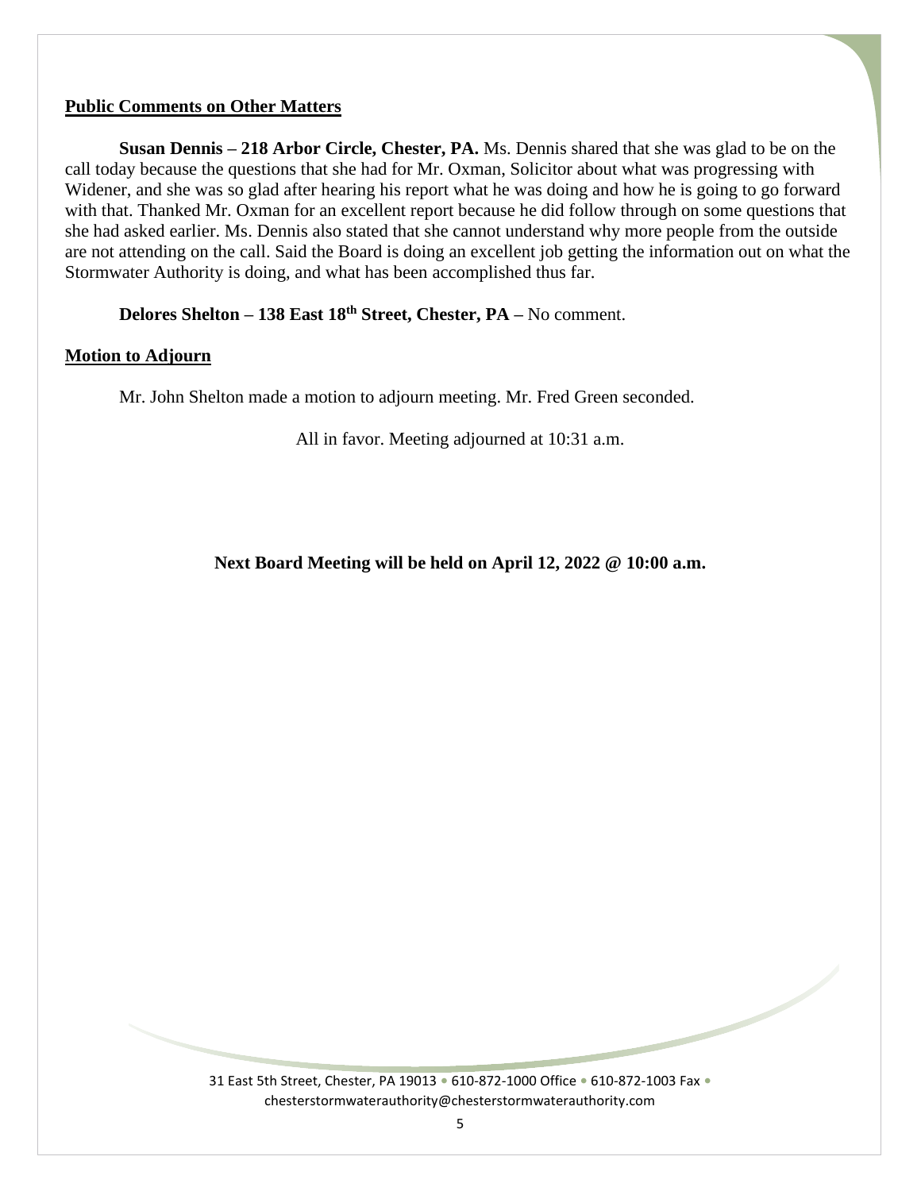**Public Comments on Other Matters**

**Susan Dennis – 218 Arbor Circle, Chester, PA.** Ms. Dennis shared that she was glad to be on the call today because the questions that she had for Mr. Oxman, Solicitor about what was progressing with Widener, and she was so glad after hearing his report what he was doing and how he is going to go forward with that. Thanked Mr. Oxman for an excellent report because he did follow through on some questions that she had asked earlier. Ms. Dennis also stated that she cannot understand why more people from the outside are not attending on the call. Said the Board is doing an excellent job getting the information out on what the Stormwater Authority is doing, and what has been accomplished thus far.

**Delores Shelton – 138 East 18th Street, Chester, PA –** No comment.

**Motion to Adjourn**

Mr. John Shelton made a motion to adjourn meeting. Mr. Fred Green seconded.

All in favor. Meeting adjourned at 10:31 a.m.

**Next Board Meeting will be held on April 12, 2022 @ 10:00 a.m.**

31 East 5th Street, Chester, PA 19013 • 610-872-1000 Office • 610-872-1003 Fax • chesterstormwaterauthority@chesterstormwaterauthority.com